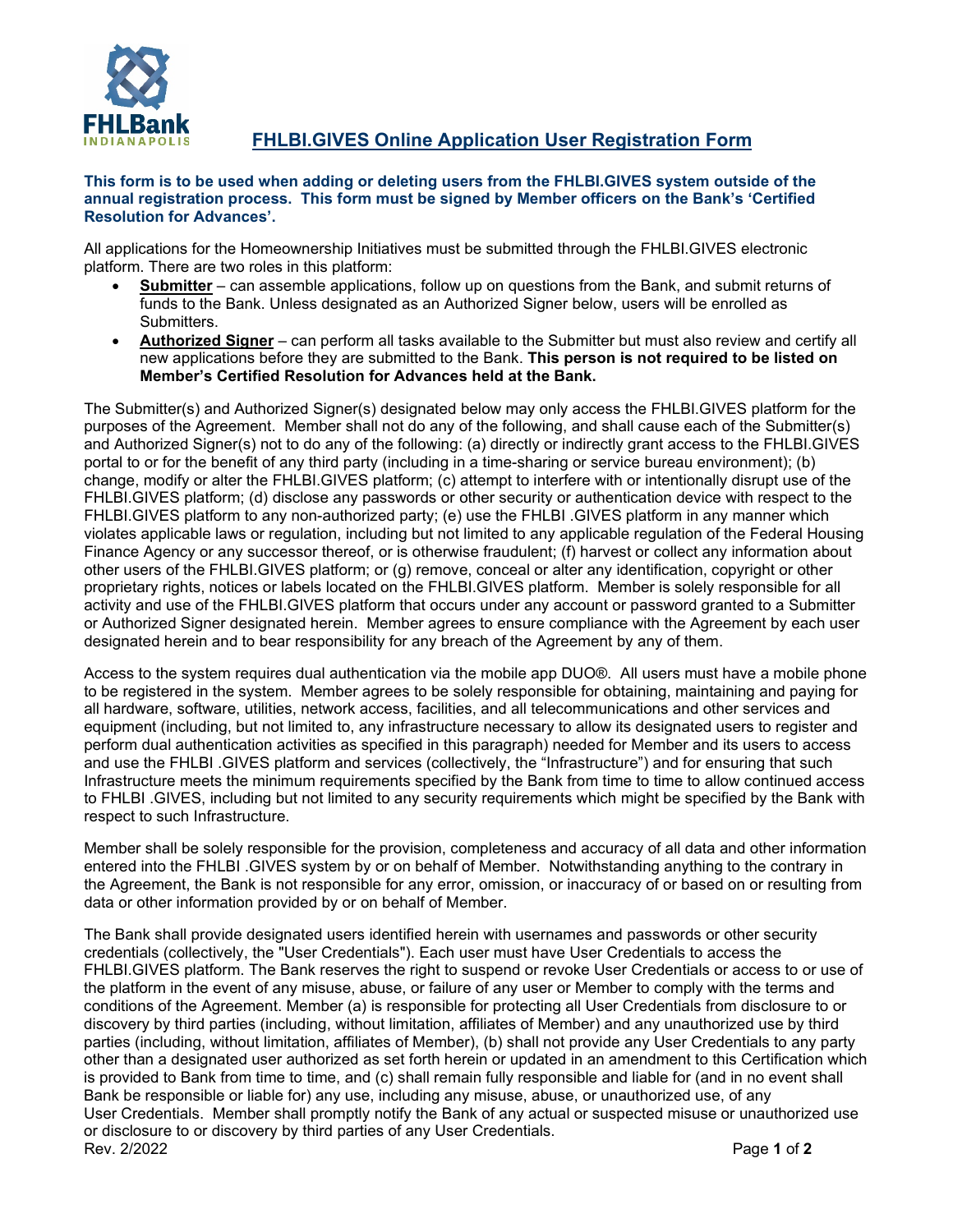# FHLBI.GIVES Online Application User Registration Form

**This form is to be used when adding or deleting users from the FHLBI.GIVES system outside of the annual registration process. This form must be signed by Member officers on the Bank's 'Certified Resolution for Advances'.**

All applications for the Homeownership Initiatives must be submitted through the FHLBI.GIVES electronic platform. There are two roles in this platform:

- **Submitter** – can assemble applications, follow up on questions from the Bank, and submit returns of funds to the Bank. Unless designated as an Authorized Signer below, users will be enrolled as Submitters.
- **Authorized Signer** – can perform all tasks available to the Submitter but must also review and certify all new applications before they are submitted to the Bank. **This person is not required to be listed on Member's Certified Resolution for Advances held at the Bank.**

The Submitter(s) and Authorized Signer(s) designated below may only access the FHLBI.GIVES platform for the purposes of the Agreement. Member shall not do any of the following, and shall cause each of the Submitter(s) and Authorized Signer(s) not to do any of the following: (a) directly or indirectly grant access to the FHLBI.GIVES portal to or for the benefit of any third party (including in a time-sharing or service bureau environment); (b) change, modify or alter the FHLBI.GIVES platform; (c) attempt to interfere with or intentionally disrupt use of the FHLBI.GIVES platform; (d) disclose any passwords or other security or authentication device with respect to the FHLBI.GIVES platform to any non-authorized party; (e) use the FHLBI .GIVES platform in any manner which violates applicable laws or regulation, including but not limited to any applicable regulation of the Federal Housing Finance Agency or any successor thereof, or is otherwise fraudulent; (f) harvest or collect any information about other users of the FHLBI.GIVES platform; or (g) remove, conceal or alter any identification, copyright or other proprietary rights, notices or labels located on the FHLBI.GIVES platform. Member is solely responsible for all activity and use of the FHLBI.GIVES platform that occurs under any account or password granted to a Submitter or Authorized Signer designated herein. Member agrees to ensure compliance with the Agreement by each user designated herein and to bear responsibility for any breach of the Agreement by any of them.

Access to the system requires dual authentication via the mobile app DUO®. All users must have a mobile phone to be registered in the system. Member agrees to be solely responsible for obtaining, maintaining and paying for all hardware, software, utilities, network access, facilities, and all telecommunications and other services and equipment (including, but not limited to, any infrastructure necessary to allow its designated users to register and perform dual authentication activities as specified in this paragraph) needed for Member and its users to access and use the FHLBI .GIVES platform and services (collectively, the "Infrastructure") and for ensuring that such Infrastructure meets the minimum requirements specified by the Bank from time to time to allow continued access to FHLBI .GIVES, including but not limited to any security requirements which might be specified by the Bank with respect to such Infrastructure.

Member shall be solely responsible for the provision, completeness and accuracy of all data and other information entered into the FHLBI .GIVES system by or on behalf of Member. Notwithstanding anything to the contrary in the Agreement, the Bank is not responsible for any error, omission, or inaccuracy of or based on or resulting from data or other information provided by or on behalf of Member.

The Bank shall provide designated users identified herein with usernames and passwords or other security credentials (collectively, the "User Credentials"). Each user must have User Credentials to access the FHLBI.GIVES platform. The Bank reserves the right to suspend or revoke User Credentials or access to or use of the platform in the event of any misuse, abuse, or failure of any user or Member to comply with the terms and conditions of the Agreement. Member (a) is responsible for protecting all User Credentials from disclosure to or discovery by third parties (including, without limitation, affiliates of Member) and any unauthorized use by third parties (including, without limitation, affiliates of Member), (b) shall not provide any User Credentials to any party other than a designated user authorized as set forth herein or updated in an amendment to this Certification which is provided to Bank from time to time, and (c) shall remain fully responsible and liable for (and in no event shall Bank be responsible or liable for) any use, including any misuse, abuse, or unauthorized use, of any User Credentials. Member shall promptly notify the Bank of any actual or suspected misuse or unauthorized use or disclosure to or discovery by third parties of any User Credentials.

Rev. 2/2022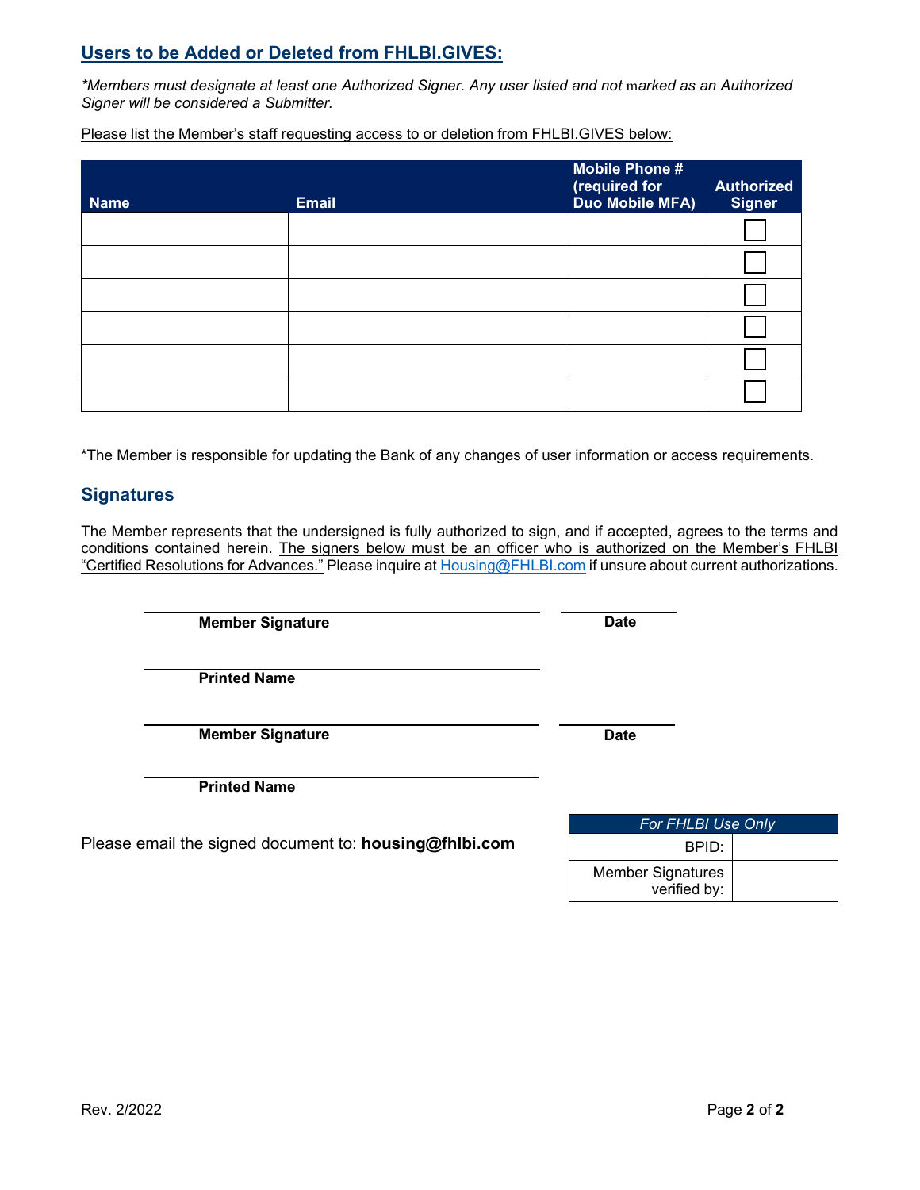## Users to be Added or Deleted from FHLBI.GIVES:

*\*Members must designate at least one Authorized Signer. Any user listed and not marked as an Authorized Signer will be considered a Submitter.*

Please list the Member's staff requesting access to or deletion from FHLBI.GIVES below:

| Name | Email | Mobile Phone # (required for Duo Mobile MFA) | Authorized Signer |
|---|---|---|---|
| | | | ☐ |
| | | | ☐ |
| | | | ☐ |
| | | | ☐ |
| | | | ☐ |
| | | | ☐ |

*The Member is responsible for updating the Bank of any changes of user information or access requirements.

## Signatures

The Member represents that the undersigned is fully authorized to sign, and if accepted, agrees to the terms and conditions contained herein. The signers below must be an officer who is authorized on the Member's FHLBI "Certified Resolutions for Advances." Please inquire at Housing@FHLBI.com if unsure about current authorizations.

______________________________ ____________
**Member Signature** **Date**

______________________________
**Printed Name**

______________________________ ____________
**Member Signature** **Date**

______________________________
**Printed Name**

Please email the signed document to: **housing@fhlbi.com**

| *For FHLBI Use Only* | |
|---|---|
| BPID: | |
| Member Signatures verified by: | |

Rev. 2/2022